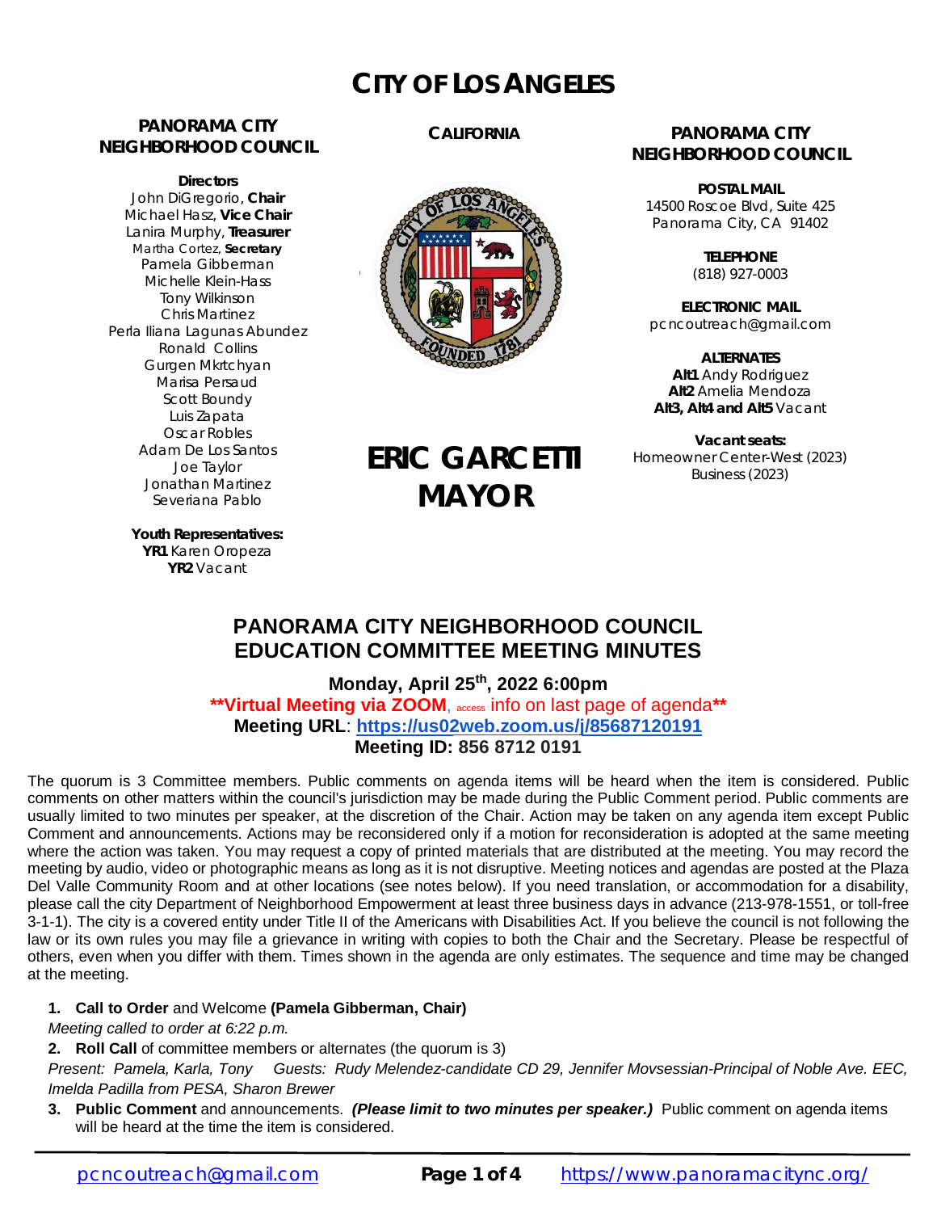# CITY OF LOS ANGELES

**CALIFORNIA**

**PANORAMA CITY NEIGHBORHOOD COUNCIL**

**Directors**
John DiGregorio, **Chair**
Michael Hasz, **Vice Chair**
Lanira Murphy, **Treasurer**
Martha Cortez, **Secretary**
Pamela Gibberman
Michelle Klein-Hass
Tony Wilkinson
Chris Martinez
Perla Iliana Lagunas Abundez
Ronald Collins
Gurgen Mkrtchyan
Marisa Persaud
Scott Boundy
Luis Zapata
Oscar Robles
Adam De Los Santos
Joe Taylor
Jonathan Martinez
Severiana Pablo

**Youth Representatives:**
**YR1** Karen Oropeza
**YR2** Vacant

**ERIC GARCETTI MAYOR**

**PANORAMA CITY NEIGHBORHOOD COUNCIL**

**POSTAL MAIL**
14500 Roscoe Blvd, Suite 425
Panorama City, CA 91402

**TELEPHONE**
(818) 927-0003

**ELECTRONIC MAIL**
pcncoutreach@gmail.com

**ALTERNATES**
**Alt1** Andy Rodriguez
**Alt2** Amelia Mendoza
**Alt3, Alt4 and Alt5** Vacant

**Vacant seats:**
Homeowner Center-West (2023)
Business (2023)

## PANORAMA CITY NEIGHBORHOOD COUNCIL EDUCATION COMMITTEE MEETING MINUTES

**Monday, April 25th, 2022 6:00pm**
**\*\*Virtual Meeting via ZOOM**, access info on last page of agenda**\*\***
**Meeting URL**: **https://us02web.zoom.us/j/85687120191**
**Meeting ID: 856 8712 0191**

The quorum is 3 Committee members. Public comments on agenda items will be heard when the item is considered. Public comments on other matters within the council's jurisdiction may be made during the Public Comment period. Public comments are usually limited to two minutes per speaker, at the discretion of the Chair. Action may be taken on any agenda item except Public Comment and announcements. Actions may be reconsidered only if a motion for reconsideration is adopted at the same meeting where the action was taken. You may request a copy of printed materials that are distributed at the meeting. You may record the meeting by audio, video or photographic means as long as it is not disruptive. Meeting notices and agendas are posted at the Plaza Del Valle Community Room and at other locations (see notes below). If you need translation, or accommodation for a disability, please call the city Department of Neighborhood Empowerment at least three business days in advance (213-978-1551, or toll-free 3-1-1). The city is a covered entity under Title II of the Americans with Disabilities Act. If you believe the council is not following the law or its own rules you may file a grievance in writing with copies to both the Chair and the Secretary. Please be respectful of others, even when you differ with them. Times shown in the agenda are only estimates. The sequence and time may be changed at the meeting.

1. **Call to Order** and Welcome **(Pamela Gibberman, Chair)**

   *Meeting called to order at 6:22 p.m.*

2. **Roll Call** of committee members or alternates (the quorum is 3)

   *Present: Pamela, Karla, Tony Guests: Rudy Melendez-candidate CD 29, Jennifer Movsessian-Principal of Noble Ave. EEC, Imelda Padilla from PESA, Sharon Brewer*

3. **Public Comment** and announcements. ***(Please limit to two minutes per speaker.)*** Public comment on agenda items will be heard at the time the item is considered.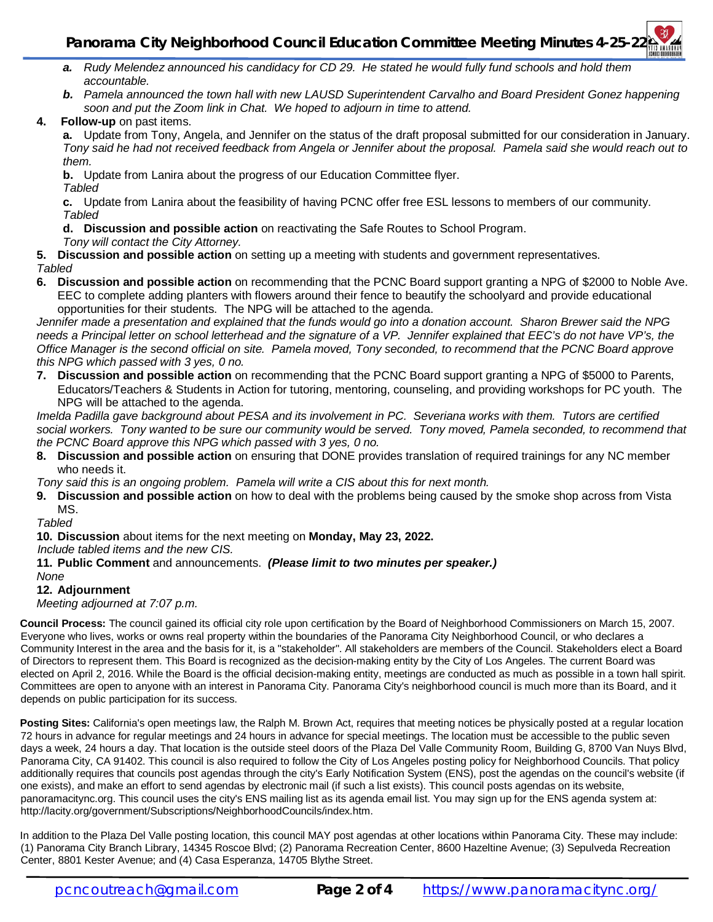- ***a.*** *Rudy Melendez announced his candidacy for CD 29. He stated he would fully fund schools and hold them accountable.*
   - ***b.*** *Pamela announced the town hall with new LAUSD Superintendent Carvalho and Board President Gonez happening soon and put the Zoom link in Chat. We hoped to adjourn in time to attend.*

4. **Follow-up** on past items.

   **a.** Update from Tony, Angela, and Jennifer on the status of the draft proposal submitted for our consideration in January.
   *Tony said he had not received feedback from Angela or Jennifer about the proposal. Pamela said she would reach out to them.*

   **b.** Update from Lanira about the progress of our Education Committee flyer.
   *Tabled*

   **c.** Update from Lanira about the feasibility of having PCNC offer free ESL lessons to members of our community.
   *Tabled*

   **d. Discussion and possible action** on reactivating the Safe Routes to School Program.
   *Tony will contact the City Attorney.*

5. **Discussion and possible action** on setting up a meeting with students and government representatives.
   *Tabled*

6. **Discussion and possible action** on recommending that the PCNC Board support granting a NPG of $2000 to Noble Ave. EEC to complete adding planters with flowers around their fence to beautify the schoolyard and provide educational opportunities for their students. The NPG will be attached to the agenda.
   *Jennifer made a presentation and explained that the funds would go into a donation account. Sharon Brewer said the NPG needs a Principal letter on school letterhead and the signature of a VP. Jennifer explained that EEC's do not have VP's, the Office Manager is the second official on site. Pamela moved, Tony seconded, to recommend that the PCNC Board approve this NPG which passed with 3 yes, 0 no.*

7. **Discussion and possible action** on recommending that the PCNC Board support granting a NPG of $5000 to Parents, Educators/Teachers & Students in Action for tutoring, mentoring, counseling, and providing workshops for PC youth. The NPG will be attached to the agenda.
   *Imelda Padilla gave background about PESA and its involvement in PC. Severiana works with them. Tutors are certified social workers. Tony wanted to be sure our community would be served. Tony moved, Pamela seconded, to recommend that the PCNC Board approve this NPG which passed with 3 yes, 0 no.*

8. **Discussion and possible action** on ensuring that DONE provides translation of required trainings for any NC member who needs it.
   *Tony said this is an ongoing problem. Pamela will write a CIS about this for next month.*

9. **Discussion and possible action** on how to deal with the problems being caused by the smoke shop across from Vista MS.
   *Tabled*

10. **Discussion** about items for the next meeting on **Monday, May 23, 2022.**
    *Include tabled items and the new CIS.*

11. **Public Comment** and announcements. ***(Please limit to two minutes per speaker.)***
    *None*

12. **Adjournment**
    *Meeting adjourned at 7:07 p.m.*

**Council Process:** The council gained its official city role upon certification by the Board of Neighborhood Commissioners on March 15, 2007. Everyone who lives, works or owns real property within the boundaries of the Panorama City Neighborhood Council, or who declares a Community Interest in the area and the basis for it, is a "stakeholder". All stakeholders are members of the Council. Stakeholders elect a Board of Directors to represent them. This Board is recognized as the decision-making entity by the City of Los Angeles. The current Board was elected on April 2, 2016. While the Board is the official decision-making entity, meetings are conducted as much as possible in a town hall spirit. Committees are open to anyone with an interest in Panorama City. Panorama City's neighborhood council is much more than its Board, and it depends on public participation for its success.

**Posting Sites:** California's open meetings law, the Ralph M. Brown Act, requires that meeting notices be physically posted at a regular location 72 hours in advance for regular meetings and 24 hours in advance for special meetings. The location must be accessible to the public seven days a week, 24 hours a day. That location is the outside steel doors of the Plaza Del Valle Community Room, Building G, 8700 Van Nuys Blvd, Panorama City, CA 91402. This council is also required to follow the City of Los Angeles posting policy for Neighborhood Councils. That policy additionally requires that councils post agendas through the city's Early Notification System (ENS), post the agendas on the council's website (if one exists), and make an effort to send agendas by electronic mail (if such a list exists). This council posts agendas on its website, panoramacitync.org. This council uses the city's ENS mailing list as its agenda email list. You may sign up for the ENS agenda system at: http://lacity.org/government/Subscriptions/NeighborhoodCouncils/index.htm.

In addition to the Plaza Del Valle posting location, this council MAY post agendas at other locations within Panorama City. These may include: (1) Panorama City Branch Library, 14345 Roscoe Blvd; (2) Panorama Recreation Center, 8600 Hazeltine Avenue; (3) Sepulveda Recreation Center, 8801 Kester Avenue; and (4) Casa Esperanza, 14705 Blythe Street.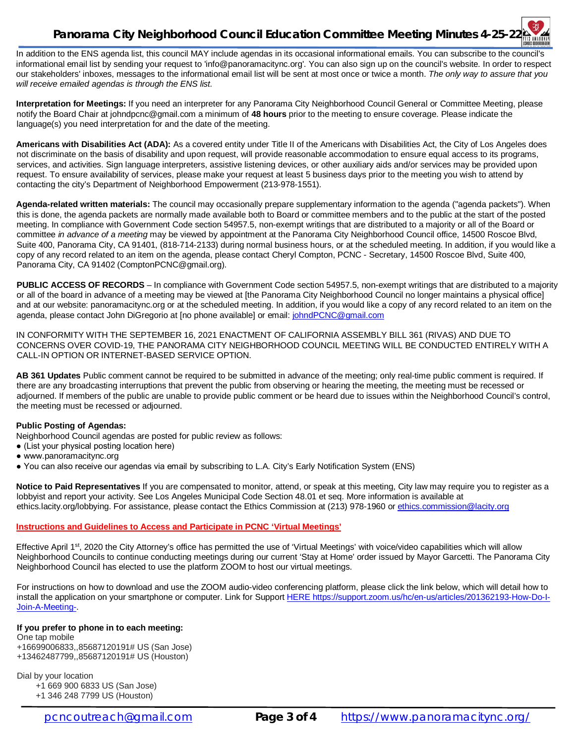In addition to the ENS agenda list, this council MAY include agendas in its occasional informational emails. You can subscribe to the council's informational email list by sending your request to 'info@panoramacitync.org'. You can also sign up on the council's website. In order to respect our stakeholders' inboxes, messages to the informational email list will be sent at most once or twice a month. *The only way to assure that you will receive emailed agendas is through the ENS list.*

**Interpretation for Meetings:** If you need an interpreter for any Panorama City Neighborhood Council General or Committee Meeting, please notify the Board Chair at johndpcnc@gmail.com a minimum of **48 hours** prior to the meeting to ensure coverage. Please indicate the language(s) you need interpretation for and the date of the meeting.

**Americans with Disabilities Act (ADA):** As a covered entity under Title II of the Americans with Disabilities Act, the City of Los Angeles does not discriminate on the basis of disability and upon request, will provide reasonable accommodation to ensure equal access to its programs, services, and activities. Sign language interpreters, assistive listening devices, or other auxiliary aids and/or services may be provided upon request. To ensure availability of services, please make your request at least 5 business days prior to the meeting you wish to attend by contacting the city's Department of Neighborhood Empowerment (213-978-1551).

**Agenda-related written materials:** The council may occasionally prepare supplementary information to the agenda ("agenda packets"). When this is done, the agenda packets are normally made available both to Board or committee members and to the public at the start of the posted meeting. In compliance with Government Code section 54957.5, non-exempt writings that are distributed to a majority or all of the Board or committee *in advance of a meeting* may be viewed by appointment at the Panorama City Neighborhood Council office, 14500 Roscoe Blvd, Suite 400, Panorama City, CA 91401, (818-714-2133) during normal business hours, or at the scheduled meeting. In addition, if you would like a copy of any record related to an item on the agenda, please contact Cheryl Compton, PCNC - Secretary, 14500 Roscoe Blvd, Suite 400, Panorama City, CA 91402 (ComptonPCNC@gmail.org).

**PUBLIC ACCESS OF RECORDS** – In compliance with Government Code section 54957.5, non-exempt writings that are distributed to a majority or all of the board in advance of a meeting may be viewed at [the Panorama City Neighborhood Council no longer maintains a physical office] and at our website: panoramacitync.org or at the scheduled meeting. In addition, if you would like a copy of any record related to an item on the agenda, please contact John DiGregorio at [no phone available] or email: johndPCNC@gmail.com

IN CONFORMITY WITH THE SEPTEMBER 16, 2021 ENACTMENT OF CALIFORNIA ASSEMBLY BILL 361 (RIVAS) AND DUE TO CONCERNS OVER COVID-19, THE PANORAMA CITY NEIGHBORHOOD COUNCIL MEETING WILL BE CONDUCTED ENTIRELY WITH A CALL-IN OPTION OR INTERNET-BASED SERVICE OPTION.

**AB 361 Updates** Public comment cannot be required to be submitted in advance of the meeting; only real-time public comment is required. If there are any broadcasting interruptions that prevent the public from observing or hearing the meeting, the meeting must be recessed or adjourned. If members of the public are unable to provide public comment or be heard due to issues within the Neighborhood Council's control, the meeting must be recessed or adjourned.

**Public Posting of Agendas:**
Neighborhood Council agendas are posted for public review as follows:

- (List your physical posting location here)
- www.panoramacitync.org
- You can also receive our agendas via email by subscribing to L.A. City's Early Notification System (ENS)

**Notice to Paid Representatives** If you are compensated to monitor, attend, or speak at this meeting, City law may require you to register as a lobbyist and report your activity. See Los Angeles Municipal Code Section 48.01 et seq. More information is available at ethics.lacity.org/lobbying. For assistance, please contact the Ethics Commission at (213) 978-1960 or ethics.commission@lacity.org

**Instructions and Guidelines to Access and Participate in PCNC 'Virtual Meetings'**

Effective April 1st, 2020 the City Attorney's office has permitted the use of 'Virtual Meetings' with voice/video capabilities which will allow Neighborhood Councils to continue conducting meetings during our current 'Stay at Home' order issued by Mayor Garcetti. The Panorama City Neighborhood Council has elected to use the platform ZOOM to host our virtual meetings.

For instructions on how to download and use the ZOOM audio-video conferencing platform, please click the link below, which will detail how to install the application on your smartphone or computer. Link for Support HERE https://support.zoom.us/hc/en-us/articles/201362193-How-Do-I-Join-A-Meeting-.

**If you prefer to phone in to each meeting:**
One tap mobile
+16699006833,,85687120191# US (San Jose)
+13462487799,,85687120191# US (Houston)

Dial by your location
+1 669 900 6833 US (San Jose)
+1 346 248 7799 US (Houston)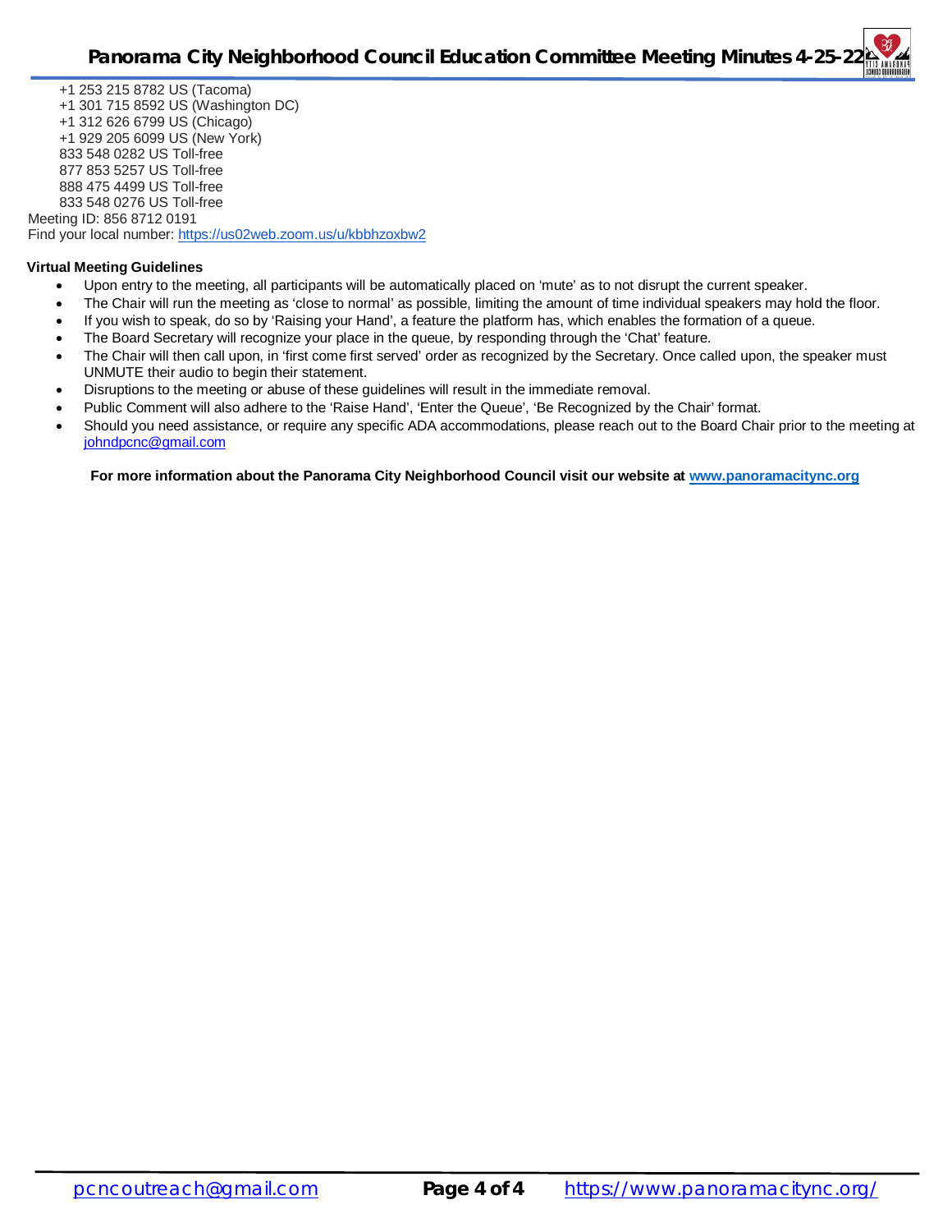+1 253 215 8782 US (Tacoma)
+1 301 715 8592 US (Washington DC)
+1 312 626 6799 US (Chicago)
+1 929 205 6099 US (New York)
833 548 0282 US Toll-free
877 853 5257 US Toll-free
888 475 4499 US Toll-free
833 548 0276 US Toll-free

Meeting ID: 856 8712 0191
Find your local number: https://us02web.zoom.us/u/kbbhzoxbw2

**Virtual Meeting Guidelines**

- Upon entry to the meeting, all participants will be automatically placed on 'mute' as to not disrupt the current speaker.
- The Chair will run the meeting as 'close to normal' as possible, limiting the amount of time individual speakers may hold the floor.
- If you wish to speak, do so by 'Raising your Hand', a feature the platform has, which enables the formation of a queue.
- The Board Secretary will recognize your place in the queue, by responding through the 'Chat' feature.
- The Chair will then call upon, in 'first come first served' order as recognized by the Secretary. Once called upon, the speaker must UNMUTE their audio to begin their statement.
- Disruptions to the meeting or abuse of these guidelines will result in the immediate removal.
- Public Comment will also adhere to the 'Raise Hand', 'Enter the Queue', 'Be Recognized by the Chair' format.
- Should you need assistance, or require any specific ADA accommodations, please reach out to the Board Chair prior to the meeting at johndpcnc@gmail.com

**For more information about the Panorama City Neighborhood Council visit our website at www.panoramacitync.org**